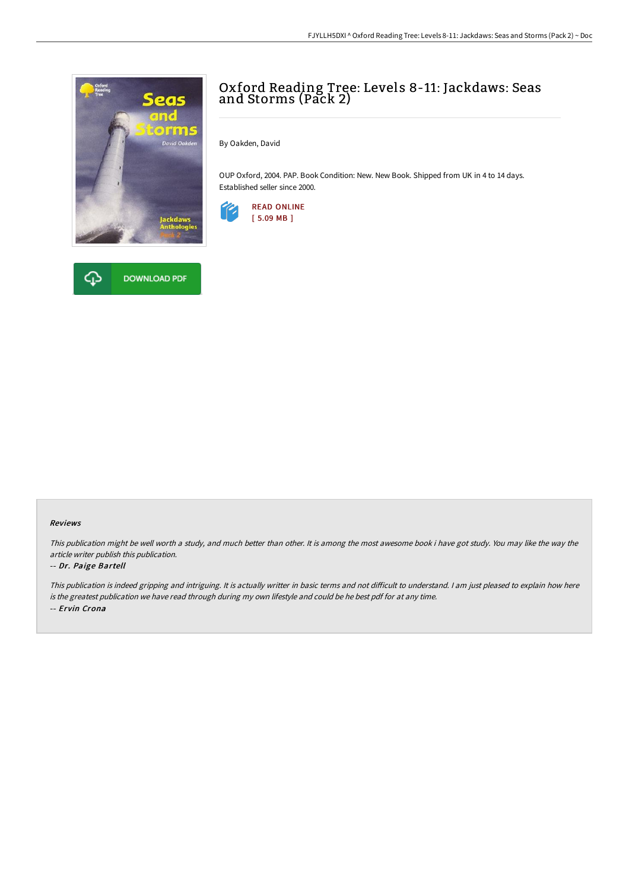# Oxford Reading Tree: Levels 8-11: Jackdaws: Seas and Storms (Pack 2)

By Oakden, David

OUP Oxford, 2004. PAP. Book Condition: New. New Book. Shipped from UK in 4 to 14 days. Established seller since 2000.

READ ONLINE
[ 5.09 MB ]

DOWNLOAD PDF

### Reviews

*This publication might be well worth a study, and much better than other. It is among the most awesome book i have got study. You may like the way the article writer publish this publication.*

*-- Dr. Paige Bartell*

*This publication is indeed gripping and intriguing. It is actually writter in basic terms and not difficult to understand. I am just pleased to explain how here is the greatest publication we have read through during my own lifestyle and could be he best pdf for at any time.*

*-- Ervin Crona*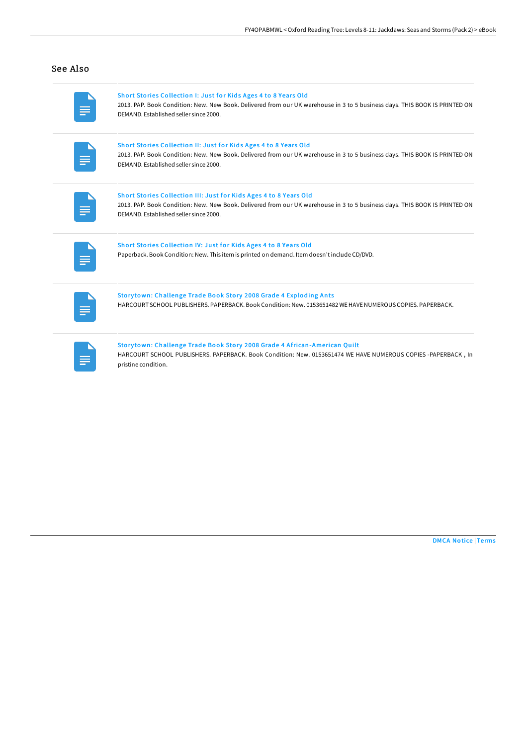## See Also

**Short Stories Collection I: Just for Kids Ages 4 to 8 Years Old**
2013. PAP. Book Condition: New. New Book. Delivered from our UK warehouse in 3 to 5 business days. THIS BOOK IS PRINTED ON DEMAND. Established seller since 2000.

**Short Stories Collection II: Just for Kids Ages 4 to 8 Years Old**
2013. PAP. Book Condition: New. New Book. Delivered from our UK warehouse in 3 to 5 business days. THIS BOOK IS PRINTED ON DEMAND. Established seller since 2000.

**Short Stories Collection III: Just for Kids Ages 4 to 8 Years Old**
2013. PAP. Book Condition: New. New Book. Delivered from our UK warehouse in 3 to 5 business days. THIS BOOK IS PRINTED ON DEMAND. Established seller since 2000.

**Short Stories Collection IV: Just for Kids Ages 4 to 8 Years Old**
Paperback. Book Condition: New. This item is printed on demand. Item doesn't include CD/DVD.

**Storytown: Challenge Trade Book Story 2008 Grade 4 Exploding Ants**
HARCOURT SCHOOL PUBLISHERS. PAPERBACK. Book Condition: New. 0153651482 WE HAVE NUMEROUS COPIES. PAPERBACK.

**Storytown: Challenge Trade Book Story 2008 Grade 4 African-American Quilt**
HARCOURT SCHOOL PUBLISHERS. PAPERBACK. Book Condition: New. 0153651474 WE HAVE NUMEROUS COPIES -PAPERBACK , In pristine condition.